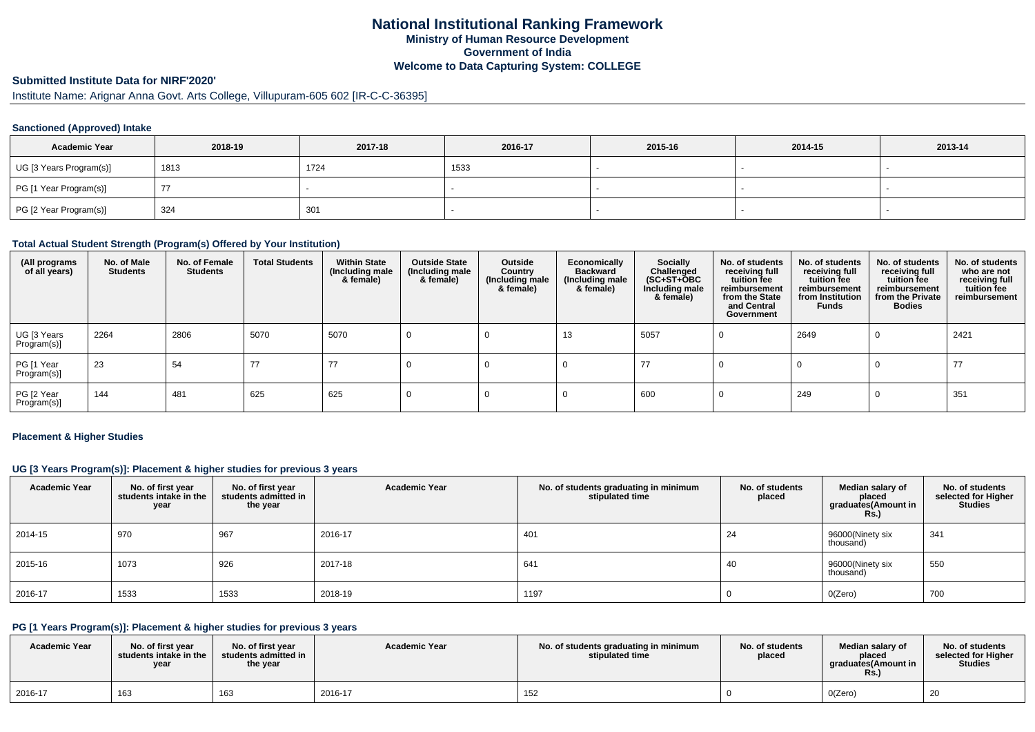# National Institutional Ranking Framework

**Ministry of Human Resource Development**

**Government of India**

**Welcome to Data Capturing System: COLLEGE**

## Submitted Institute Data for NIRF'2020'

Institute Name: Arignar Anna Govt. Arts College, Villupuram-605 602 [IR-C-C-36395]

### Sanctioned (Approved) Intake

| Academic Year | 2018-19 | 2017-18 | 2016-17 | 2015-16 | 2014-15 | 2013-14 |
|---|---|---|---|---|---|---|
| UG [3 Years Program(s)] | 1813 | 1724 | 1533 | - | - | - |
| PG [1 Year Program(s)] | 77 | - | - | - | - | - |
| PG [2 Year Program(s)] | 324 | 301 | - | - | - | - |

### Total Actual Student Strength (Program(s) Offered by Your Institution)

| (All programs of all years) | No. of Male Students | No. of Female Students | Total Students | Within State (Including male & female) | Outside State (Including male & female) | Outside Country (Including male & female) | Economically Backward (Including male & female) | Socially Challenged (SC+ST+OBC Including male & female) | No. of students receiving full tuition fee reimbursement from the State and Central Government | No. of students receiving full tuition fee reimbursement from Institution Funds | No. of students receiving full tuition fee reimbursement from the Private Bodies | No. of students who are not receiving full tuition fee reimbursement |
|---|---|---|---|---|---|---|---|---|---|---|---|---|
| UG [3 Years Program(s)] | 2264 | 2806 | 5070 | 5070 | 0 | 0 | 13 | 5057 | 0 | 2649 | 0 | 2421 |
| PG [1 Year Program(s)] | 23 | 54 | 77 | 77 | 0 | 0 | 0 | 77 | 0 | 0 | 0 | 77 |
| PG [2 Year Program(s)] | 144 | 481 | 625 | 625 | 0 | 0 | 0 | 600 | 0 | 249 | 0 | 351 |

### Placement & Higher Studies

#### UG [3 Years Program(s)]: Placement & higher studies for previous 3 years

| Academic Year | No. of first year students intake in the year | No. of first year students admitted in the year | Academic Year | No. of students graduating in minimum stipulated time | No. of students placed | Median salary of placed graduates(Amount in Rs.) | No. of students selected for Higher Studies |
|---|---|---|---|---|---|---|---|
| 2014-15 | 970 | 967 | 2016-17 | 401 | 24 | 96000(Ninety six thousand) | 341 |
| 2015-16 | 1073 | 926 | 2017-18 | 641 | 40 | 96000(Ninety six thousand) | 550 |
| 2016-17 | 1533 | 1533 | 2018-19 | 1197 | 0 | 0(Zero) | 700 |

#### PG [1 Years Program(s)]: Placement & higher studies for previous 3 years

| Academic Year | No. of first year students intake in the year | No. of first year students admitted in the year | Academic Year | No. of students graduating in minimum stipulated time | No. of students placed | Median salary of placed graduates(Amount in Rs.) | No. of students selected for Higher Studies |
|---|---|---|---|---|---|---|---|
| 2016-17 | 163 | 163 | 2016-17 | 152 | 0 | 0(Zero) | 20 |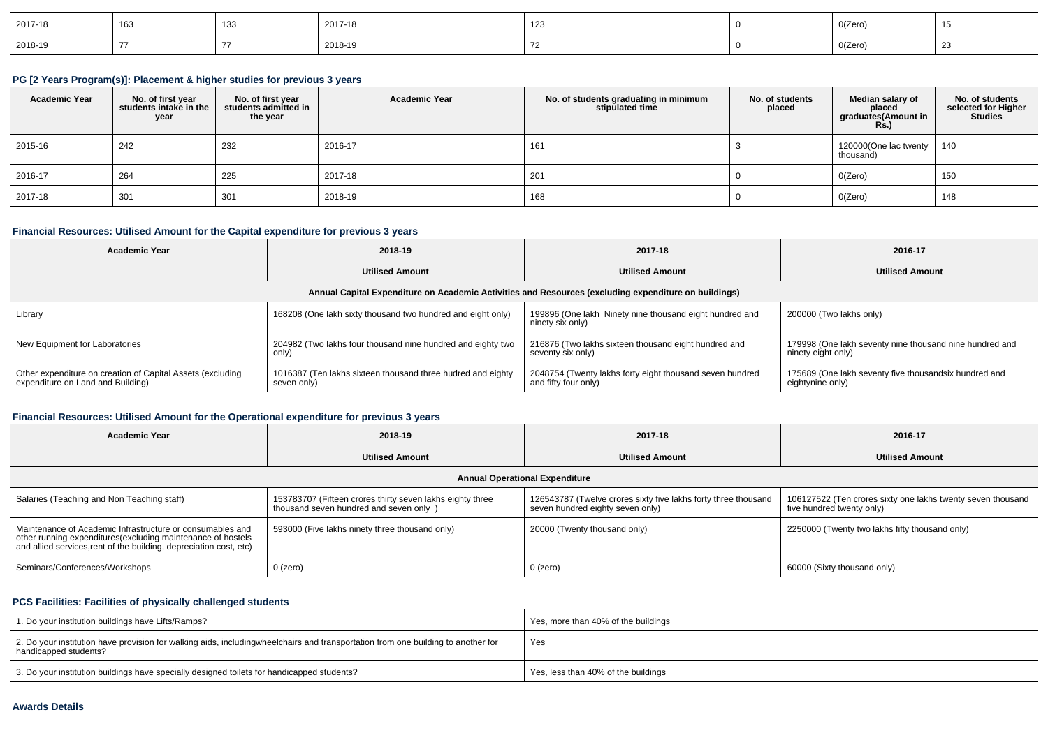| 2017-18 | 163 | 133 | 2017-18 | 123 | 0 | 0(Zero) | 15 |
|---|---|---|---|---|---|---|---|
| 2018-19 | 77 | 77 | 2018-19 | 72 | 0 | 0(Zero) | 23 |

### PG [2 Years Program(s)]: Placement & higher studies for previous 3 years

| Academic Year | No. of first year students intake in the year | No. of first year students admitted in the year | Academic Year | No. of students graduating in minimum stipulated time | No. of students placed | Median salary of placed graduates(Amount in Rs.) | No. of students selected for Higher Studies |
|---|---|---|---|---|---|---|---|
| 2015-16 | 242 | 232 | 2016-17 | 161 | 3 | 120000(One lac twenty thousand) | 140 |
| 2016-17 | 264 | 225 | 2017-18 | 201 | 0 | 0(Zero) | 150 |
| 2017-18 | 301 | 301 | 2018-19 | 168 | 0 | 0(Zero) | 148 |

### Financial Resources: Utilised Amount for the Capital expenditure for previous 3 years

| Academic Year | 2018-19 | 2017-18 | 2016-17 |
|---|---|---|---|
| | Utilised Amount | Utilised Amount | Utilised Amount |
| Annual Capital Expenditure on Academic Activities and Resources (excluding expenditure on buildings) | | | |
| Library | 168208 (One lakh sixty thousand two hundred and eight only) | 199896 (One lakh Ninety nine thousand eight hundred and ninety six only) | 200000 (Two lakhs only) |
| New Equipment for Laboratories | 204982 (Two lakhs four thousand nine hundred and eighty two only) | 216876 (Two lakhs sixteen thousand eight hundred and seventy six only) | 179998 (One lakh seventy nine thousand nine hundred and ninety eight only) |
| Other expenditure on creation of Capital Assets (excluding expenditure on Land and Building) | 1016387 (Ten lakhs sixteen thousand three hudred and eighty seven only) | 2048754 (Twenty lakhs forty eight thousand seven hundred and fifty four only) | 175689 (One lakh seventy five thousandsix hundred and eightynine only) |

### Financial Resources: Utilised Amount for the Operational expenditure for previous 3 years

| Academic Year | 2018-19 | 2017-18 | 2016-17 |
|---|---|---|---|
| | Utilised Amount | Utilised Amount | Utilised Amount |
| Annual Operational Expenditure | | | |
| Salaries (Teaching and Non Teaching staff) | 153783707 (Fifteen crores thirty seven lakhs eighty three thousand seven hundred and seven only ) | 126543787 (Twelve crores sixty five lakhs forty three thousand seven hundred eighty seven only) | 106127522 (Ten crores sixty one lakhs twenty seven thousand five hundred twenty only) |
| Maintenance of Academic Infrastructure or consumables and other running expenditures(excluding maintenance of hostels and allied services,rent of the building, depreciation cost, etc) | 593000 (Five lakhs ninety three thousand only) | 20000 (Twenty thousand only) | 2250000 (Twenty two lakhs fifty thousand only) |
| Seminars/Conferences/Workshops | 0 (zero) | 0 (zero) | 60000 (Sixty thousand only) |

### PCS Facilities: Facilities of physically challenged students

| | |
|---|---|
| 1. Do your institution buildings have Lifts/Ramps? | Yes, more than 40% of the buildings |
| 2. Do your institution have provision for walking aids, includingwheelchairs and transportation from one building to another for handicapped students? | Yes |
| 3. Do your institution buildings have specially designed toilets for handicapped students? | Yes, less than 40% of the buildings |

### Awards Details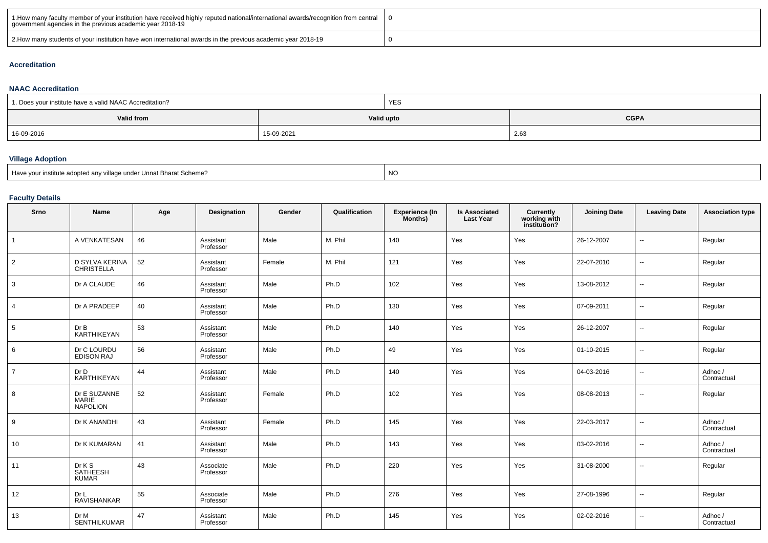| 1.How many faculty member of your institution have received highly reputed national/international awards/recognition from central government agencies in the previous academic year 2018-19 | 0 |
|---|---|
| 2.How many students of your institution have won international awards in the previous academic year 2018-19 | 0 |

### Accreditation

#### NAAC Accreditation

| 1. Does your institute have a valid NAAC Accreditation? | YES | |
|---|---|---|
| **Valid from** | **Valid upto** | **CGPA** |
| 16-09-2016 | 15-09-2021 | 2.63 |

#### Village Adoption

| Have your institute adopted any village under Unnat Bharat Scheme? | NO |
|---|---|

#### Faculty Details

| Srno | Name | Age | Designation | Gender | Qualification | Experience (In Months) | Is Associated Last Year | Currently working with institution? | Joining Date | Leaving Date | Association type |
|---|---|---|---|---|---|---|---|---|---|---|---|
| 1 | A VENKATESAN | 46 | Assistant Professor | Male | M. Phil | 140 | Yes | Yes | 26-12-2007 | -- | Regular |
| 2 | D SYLVA KERINA CHRISTELLA | 52 | Assistant Professor | Female | M. Phil | 121 | Yes | Yes | 22-07-2010 | -- | Regular |
| 3 | Dr A CLAUDE | 46 | Assistant Professor | Male | Ph.D | 102 | Yes | Yes | 13-08-2012 | -- | Regular |
| 4 | Dr A PRADEEP | 40 | Assistant Professor | Male | Ph.D | 130 | Yes | Yes | 07-09-2011 | -- | Regular |
| 5 | Dr B KARTHIKEYAN | 53 | Assistant Professor | Male | Ph.D | 140 | Yes | Yes | 26-12-2007 | -- | Regular |
| 6 | Dr C LOURDU EDISON RAJ | 56 | Assistant Professor | Male | Ph.D | 49 | Yes | Yes | 01-10-2015 | -- | Regular |
| 7 | Dr D KARTHIKEYAN | 44 | Assistant Professor | Male | Ph.D | 140 | Yes | Yes | 04-03-2016 | -- | Adhoc / Contractual |
| 8 | Dr E SUZANNE MARIE NAPOLION | 52 | Assistant Professor | Female | Ph.D | 102 | Yes | Yes | 08-08-2013 | -- | Regular |
| 9 | Dr K ANANDHI | 43 | Assistant Professor | Female | Ph.D | 145 | Yes | Yes | 22-03-2017 | -- | Adhoc / Contractual |
| 10 | Dr K KUMARAN | 41 | Assistant Professor | Male | Ph.D | 143 | Yes | Yes | 03-02-2016 | -- | Adhoc / Contractual |
| 11 | Dr K S SATHEESH KUMAR | 43 | Associate Professor | Male | Ph.D | 220 | Yes | Yes | 31-08-2000 | -- | Regular |
| 12 | Dr L RAVISHANKAR | 55 | Associate Professor | Male | Ph.D | 276 | Yes | Yes | 27-08-1996 | -- | Regular |
| 13 | Dr M SENTHILKUMAR | 47 | Assistant Professor | Male | Ph.D | 145 | Yes | Yes | 02-02-2016 | -- | Adhoc / Contractual |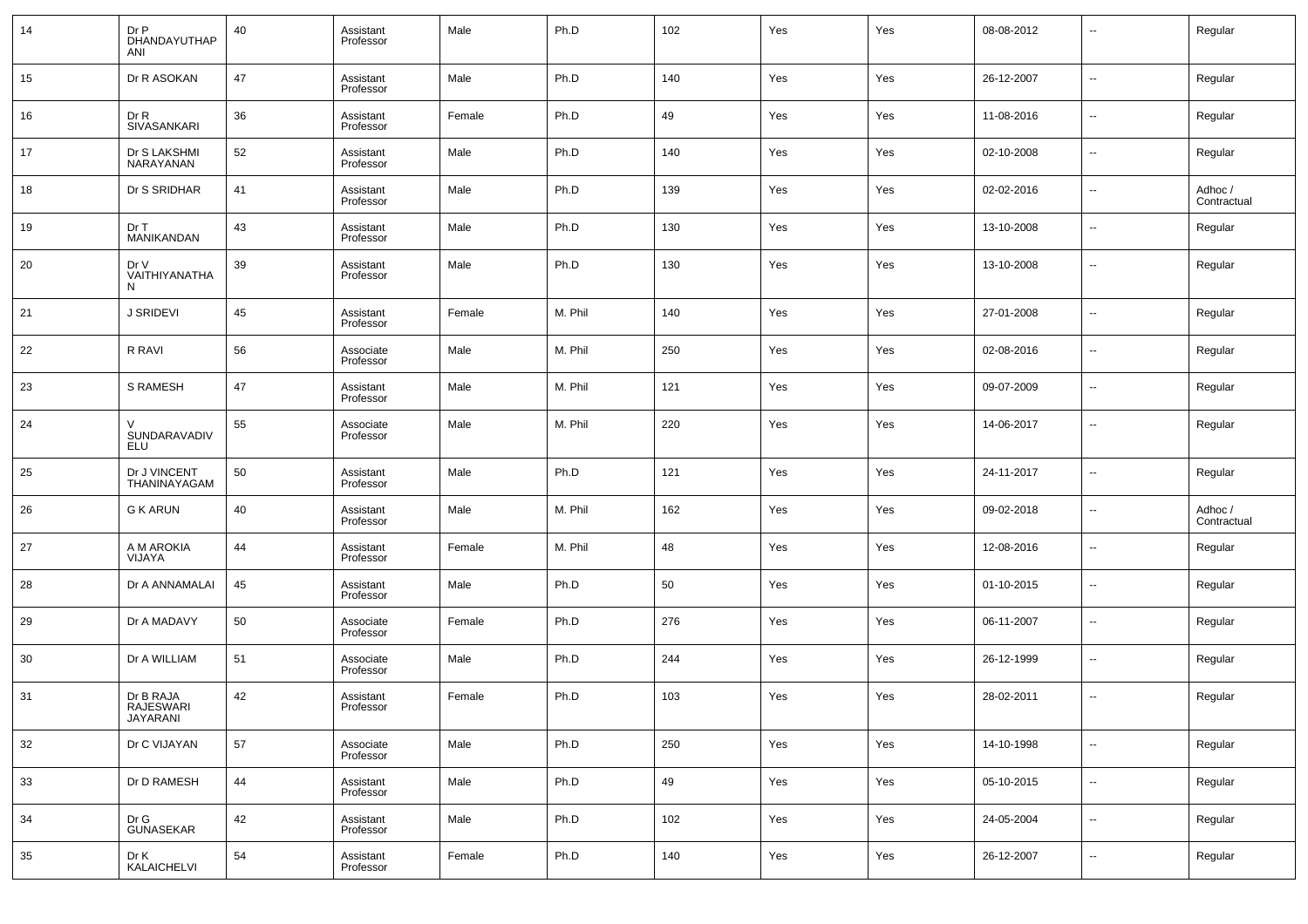| 14 | Dr P DHANDAYUTHAPANI | 40 | Assistant Professor | Male | Ph.D | 102 | Yes | Yes | 08-08-2012 | -- | Regular |
|---|---|---|---|---|---|---|---|---|---|---|---|
| 15 | Dr R ASOKAN | 47 | Assistant Professor | Male | Ph.D | 140 | Yes | Yes | 26-12-2007 | -- | Regular |
| 16 | Dr R SIVASANKARI | 36 | Assistant Professor | Female | Ph.D | 49 | Yes | Yes | 11-08-2016 | -- | Regular |
| 17 | Dr S LAKSHMI NARAYANAN | 52 | Assistant Professor | Male | Ph.D | 140 | Yes | Yes | 02-10-2008 | -- | Regular |
| 18 | Dr S SRIDHAR | 41 | Assistant Professor | Male | Ph.D | 139 | Yes | Yes | 02-02-2016 | -- | Adhoc / Contractual |
| 19 | Dr T MANIKANDAN | 43 | Assistant Professor | Male | Ph.D | 130 | Yes | Yes | 13-10-2008 | -- | Regular |
| 20 | Dr V VAITHIYANATHAN | 39 | Assistant Professor | Male | Ph.D | 130 | Yes | Yes | 13-10-2008 | -- | Regular |
| 21 | J SRIDEVI | 45 | Assistant Professor | Female | M. Phil | 140 | Yes | Yes | 27-01-2008 | -- | Regular |
| 22 | R RAVI | 56 | Associate Professor | Male | M. Phil | 250 | Yes | Yes | 02-08-2016 | -- | Regular |
| 23 | S RAMESH | 47 | Assistant Professor | Male | M. Phil | 121 | Yes | Yes | 09-07-2009 | -- | Regular |
| 24 | V SUNDARAVADIVELU | 55 | Associate Professor | Male | M. Phil | 220 | Yes | Yes | 14-06-2017 | -- | Regular |
| 25 | Dr J VINCENT THANINAYAGAM | 50 | Assistant Professor | Male | Ph.D | 121 | Yes | Yes | 24-11-2017 | -- | Regular |
| 26 | G K ARUN | 40 | Assistant Professor | Male | M. Phil | 162 | Yes | Yes | 09-02-2018 | -- | Adhoc / Contractual |
| 27 | A M AROKIA VIJAYA | 44 | Assistant Professor | Female | M. Phil | 48 | Yes | Yes | 12-08-2016 | -- | Regular |
| 28 | Dr A ANNAMALAI | 45 | Assistant Professor | Male | Ph.D | 50 | Yes | Yes | 01-10-2015 | -- | Regular |
| 29 | Dr A MADAVY | 50 | Associate Professor | Female | Ph.D | 276 | Yes | Yes | 06-11-2007 | -- | Regular |
| 30 | Dr A WILLIAM | 51 | Associate Professor | Male | Ph.D | 244 | Yes | Yes | 26-12-1999 | -- | Regular |
| 31 | Dr B RAJA RAJESWARI JAYARANI | 42 | Assistant Professor | Female | Ph.D | 103 | Yes | Yes | 28-02-2011 | -- | Regular |
| 32 | Dr C VIJAYAN | 57 | Associate Professor | Male | Ph.D | 250 | Yes | Yes | 14-10-1998 | -- | Regular |
| 33 | Dr D RAMESH | 44 | Assistant Professor | Male | Ph.D | 49 | Yes | Yes | 05-10-2015 | -- | Regular |
| 34 | Dr G GUNASEKAR | 42 | Assistant Professor | Male | Ph.D | 102 | Yes | Yes | 24-05-2004 | -- | Regular |
| 35 | Dr K KALAICHELVI | 54 | Assistant Professor | Female | Ph.D | 140 | Yes | Yes | 26-12-2007 | -- | Regular |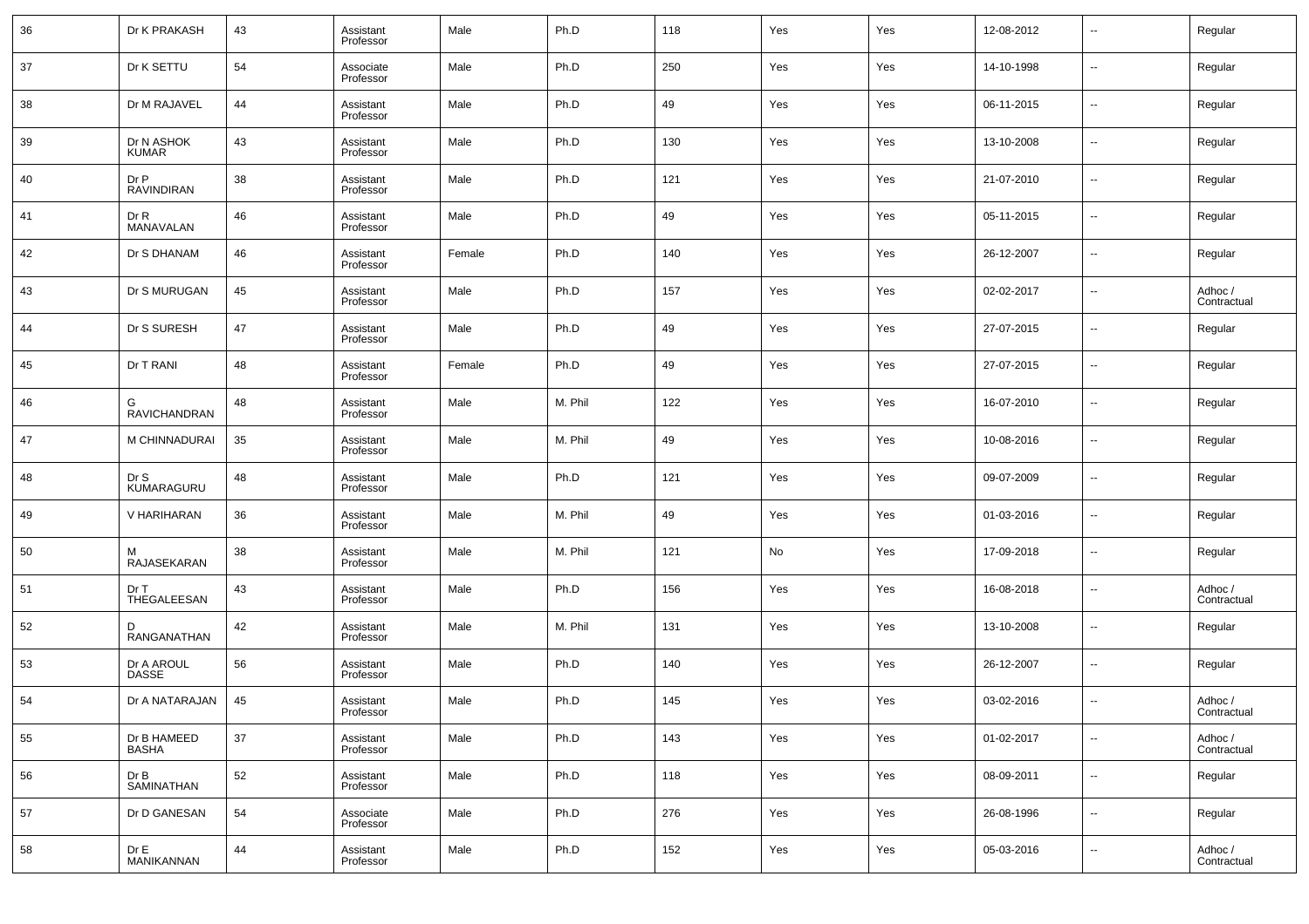| 36 | Dr K PRAKASH | 43 | Assistant Professor | Male | Ph.D | 118 | Yes | Yes | 12-08-2012 | -- | Regular |
|---|---|---|---|---|---|---|---|---|---|---|---|
| 37 | Dr K SETTU | 54 | Associate Professor | Male | Ph.D | 250 | Yes | Yes | 14-10-1998 | -- | Regular |
| 38 | Dr M RAJAVEL | 44 | Assistant Professor | Male | Ph.D | 49 | Yes | Yes | 06-11-2015 | -- | Regular |
| 39 | Dr N ASHOK KUMAR | 43 | Assistant Professor | Male | Ph.D | 130 | Yes | Yes | 13-10-2008 | -- | Regular |
| 40 | Dr P RAVINDIRAN | 38 | Assistant Professor | Male | Ph.D | 121 | Yes | Yes | 21-07-2010 | -- | Regular |
| 41 | Dr R MANAVALAN | 46 | Assistant Professor | Male | Ph.D | 49 | Yes | Yes | 05-11-2015 | -- | Regular |
| 42 | Dr S DHANAM | 46 | Assistant Professor | Female | Ph.D | 140 | Yes | Yes | 26-12-2007 | -- | Regular |
| 43 | Dr S MURUGAN | 45 | Assistant Professor | Male | Ph.D | 157 | Yes | Yes | 02-02-2017 | -- | Adhoc / Contractual |
| 44 | Dr S SURESH | 47 | Assistant Professor | Male | Ph.D | 49 | Yes | Yes | 27-07-2015 | -- | Regular |
| 45 | Dr T RANI | 48 | Assistant Professor | Female | Ph.D | 49 | Yes | Yes | 27-07-2015 | -- | Regular |
| 46 | G RAVICHANDRAN | 48 | Assistant Professor | Male | M. Phil | 122 | Yes | Yes | 16-07-2010 | -- | Regular |
| 47 | M CHINNADURAI | 35 | Assistant Professor | Male | M. Phil | 49 | Yes | Yes | 10-08-2016 | -- | Regular |
| 48 | Dr S KUMARAGURU | 48 | Assistant Professor | Male | Ph.D | 121 | Yes | Yes | 09-07-2009 | -- | Regular |
| 49 | V HARIHARAN | 36 | Assistant Professor | Male | M. Phil | 49 | Yes | Yes | 01-03-2016 | -- | Regular |
| 50 | M RAJASEKARAN | 38 | Assistant Professor | Male | M. Phil | 121 | No | Yes | 17-09-2018 | -- | Regular |
| 51 | Dr T THEGALEESAN | 43 | Assistant Professor | Male | Ph.D | 156 | Yes | Yes | 16-08-2018 | -- | Adhoc / Contractual |
| 52 | D RANGANATHAN | 42 | Assistant Professor | Male | M. Phil | 131 | Yes | Yes | 13-10-2008 | -- | Regular |
| 53 | Dr A AROUL DASSE | 56 | Assistant Professor | Male | Ph.D | 140 | Yes | Yes | 26-12-2007 | -- | Regular |
| 54 | Dr A NATARAJAN | 45 | Assistant Professor | Male | Ph.D | 145 | Yes | Yes | 03-02-2016 | -- | Adhoc / Contractual |
| 55 | Dr B HAMEED BASHA | 37 | Assistant Professor | Male | Ph.D | 143 | Yes | Yes | 01-02-2017 | -- | Adhoc / Contractual |
| 56 | Dr B SAMINATHAN | 52 | Assistant Professor | Male | Ph.D | 118 | Yes | Yes | 08-09-2011 | -- | Regular |
| 57 | Dr D GANESAN | 54 | Associate Professor | Male | Ph.D | 276 | Yes | Yes | 26-08-1996 | -- | Regular |
| 58 | Dr E MANIKANNAN | 44 | Assistant Professor | Male | Ph.D | 152 | Yes | Yes | 05-03-2016 | -- | Adhoc / Contractual |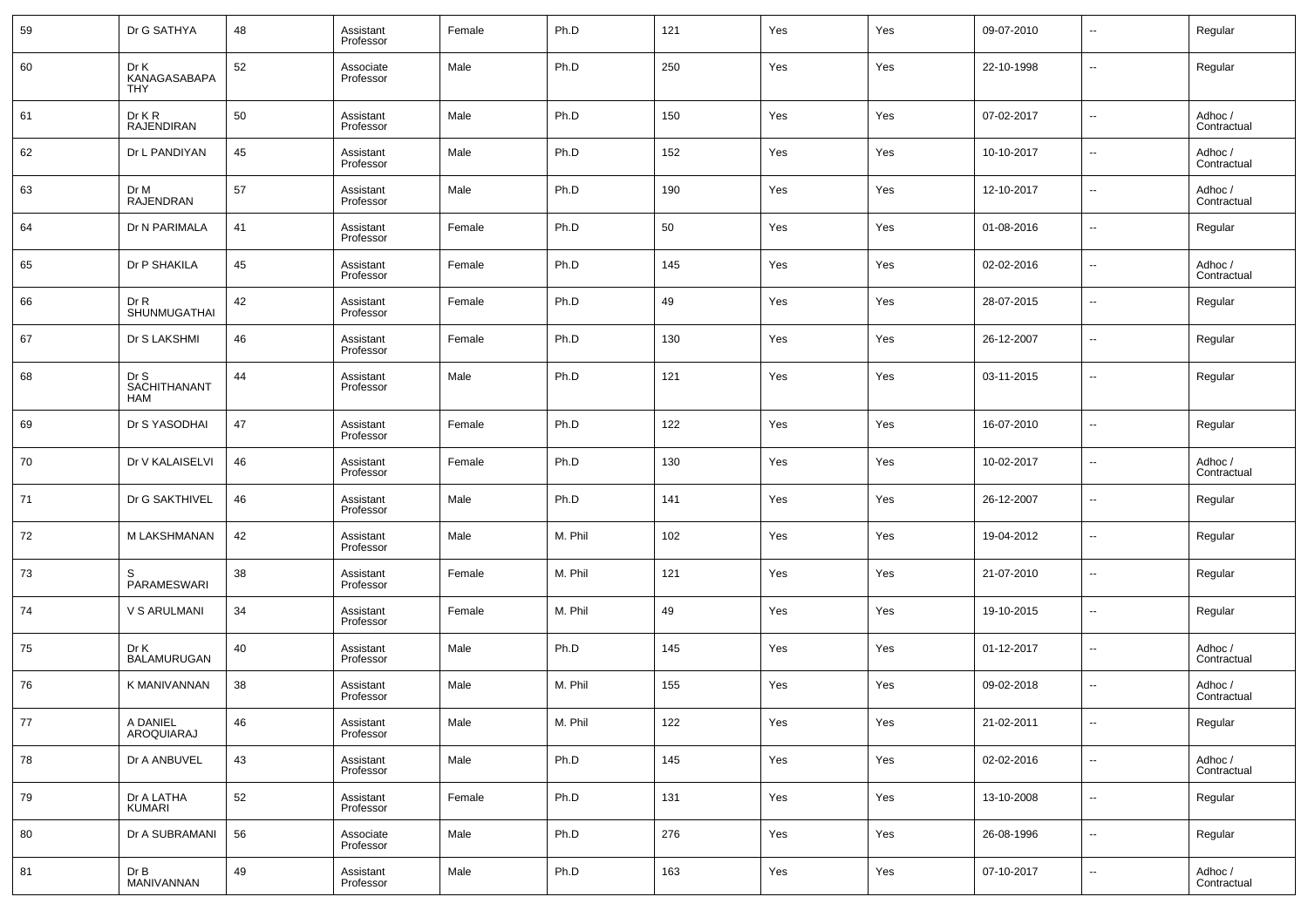| | | | | | | | | | | | |
|---|---|---|---|---|---|---|---|---|---|---|---|
| 59 | Dr G SATHYA | 48 | Assistant Professor | Female | Ph.D | 121 | Yes | Yes | 09-07-2010 | -- | Regular |
| 60 | Dr K KANAGASABAPATHY | 52 | Associate Professor | Male | Ph.D | 250 | Yes | Yes | 22-10-1998 | -- | Regular |
| 61 | Dr K R RAJENDIRAN | 50 | Assistant Professor | Male | Ph.D | 150 | Yes | Yes | 07-02-2017 | -- | Adhoc / Contractual |
| 62 | Dr L PANDIYAN | 45 | Assistant Professor | Male | Ph.D | 152 | Yes | Yes | 10-10-2017 | -- | Adhoc / Contractual |
| 63 | Dr M RAJENDRAN | 57 | Assistant Professor | Male | Ph.D | 190 | Yes | Yes | 12-10-2017 | -- | Adhoc / Contractual |
| 64 | Dr N PARIMALA | 41 | Assistant Professor | Female | Ph.D | 50 | Yes | Yes | 01-08-2016 | -- | Regular |
| 65 | Dr P SHAKILA | 45 | Assistant Professor | Female | Ph.D | 145 | Yes | Yes | 02-02-2016 | -- | Adhoc / Contractual |
| 66 | Dr R SHUNMUGATHAI | 42 | Assistant Professor | Female | Ph.D | 49 | Yes | Yes | 28-07-2015 | -- | Regular |
| 67 | Dr S LAKSHMI | 46 | Assistant Professor | Female | Ph.D | 130 | Yes | Yes | 26-12-2007 | -- | Regular |
| 68 | Dr S SACHITHANANTHAM | 44 | Assistant Professor | Male | Ph.D | 121 | Yes | Yes | 03-11-2015 | -- | Regular |
| 69 | Dr S YASODHAI | 47 | Assistant Professor | Female | Ph.D | 122 | Yes | Yes | 16-07-2010 | -- | Regular |
| 70 | Dr V KALAISELVI | 46 | Assistant Professor | Female | Ph.D | 130 | Yes | Yes | 10-02-2017 | -- | Adhoc / Contractual |
| 71 | Dr G SAKTHIVEL | 46 | Assistant Professor | Male | Ph.D | 141 | Yes | Yes | 26-12-2007 | -- | Regular |
| 72 | M LAKSHMANAN | 42 | Assistant Professor | Male | M. Phil | 102 | Yes | Yes | 19-04-2012 | -- | Regular |
| 73 | S PARAMESWARI | 38 | Assistant Professor | Female | M. Phil | 121 | Yes | Yes | 21-07-2010 | -- | Regular |
| 74 | V S ARULMANI | 34 | Assistant Professor | Female | M. Phil | 49 | Yes | Yes | 19-10-2015 | -- | Regular |
| 75 | Dr K BALAMURUGAN | 40 | Assistant Professor | Male | Ph.D | 145 | Yes | Yes | 01-12-2017 | -- | Adhoc / Contractual |
| 76 | K MANIVANNAN | 38 | Assistant Professor | Male | M. Phil | 155 | Yes | Yes | 09-02-2018 | -- | Adhoc / Contractual |
| 77 | A DANIEL AROQUIARAJ | 46 | Assistant Professor | Male | M. Phil | 122 | Yes | Yes | 21-02-2011 | -- | Regular |
| 78 | Dr A ANBUVEL | 43 | Assistant Professor | Male | Ph.D | 145 | Yes | Yes | 02-02-2016 | -- | Adhoc / Contractual |
| 79 | Dr A LATHA KUMARI | 52 | Assistant Professor | Female | Ph.D | 131 | Yes | Yes | 13-10-2008 | -- | Regular |
| 80 | Dr A SUBRAMANI | 56 | Associate Professor | Male | Ph.D | 276 | Yes | Yes | 26-08-1996 | -- | Regular |
| 81 | Dr B MANIVANNAN | 49 | Assistant Professor | Male | Ph.D | 163 | Yes | Yes | 07-10-2017 | -- | Adhoc / Contractual |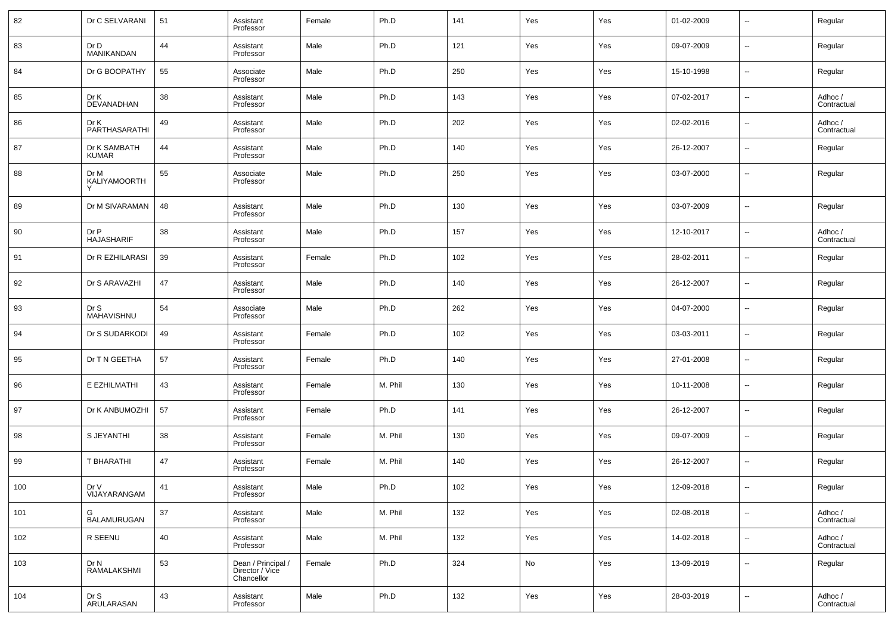| 82 | Dr C SELVARANI | 51 | Assistant Professor | Female | Ph.D | 141 | Yes | Yes | 01-02-2009 | -- | Regular |
|---|---|---|---|---|---|---|---|---|---|---|---|
| 83 | Dr D MANIKANDAN | 44 | Assistant Professor | Male | Ph.D | 121 | Yes | Yes | 09-07-2009 | -- | Regular |
| 84 | Dr G BOOPATHY | 55 | Associate Professor | Male | Ph.D | 250 | Yes | Yes | 15-10-1998 | -- | Regular |
| 85 | Dr K DEVANADHAN | 38 | Assistant Professor | Male | Ph.D | 143 | Yes | Yes | 07-02-2017 | -- | Adhoc / Contractual |
| 86 | Dr K PARTHASARATHI | 49 | Assistant Professor | Male | Ph.D | 202 | Yes | Yes | 02-02-2016 | -- | Adhoc / Contractual |
| 87 | Dr K SAMBATH KUMAR | 44 | Assistant Professor | Male | Ph.D | 140 | Yes | Yes | 26-12-2007 | -- | Regular |
| 88 | Dr M KALIYAMOORTHY | 55 | Associate Professor | Male | Ph.D | 250 | Yes | Yes | 03-07-2000 | -- | Regular |
| 89 | Dr M SIVARAMAN | 48 | Assistant Professor | Male | Ph.D | 130 | Yes | Yes | 03-07-2009 | -- | Regular |
| 90 | Dr P HAJASHARIF | 38 | Assistant Professor | Male | Ph.D | 157 | Yes | Yes | 12-10-2017 | -- | Adhoc / Contractual |
| 91 | Dr R EZHILARASI | 39 | Assistant Professor | Female | Ph.D | 102 | Yes | Yes | 28-02-2011 | -- | Regular |
| 92 | Dr S ARAVAZHI | 47 | Assistant Professor | Male | Ph.D | 140 | Yes | Yes | 26-12-2007 | -- | Regular |
| 93 | Dr S MAHAVISHNU | 54 | Associate Professor | Male | Ph.D | 262 | Yes | Yes | 04-07-2000 | -- | Regular |
| 94 | Dr S SUDARKODI | 49 | Assistant Professor | Female | Ph.D | 102 | Yes | Yes | 03-03-2011 | -- | Regular |
| 95 | Dr T N GEETHA | 57 | Assistant Professor | Female | Ph.D | 140 | Yes | Yes | 27-01-2008 | -- | Regular |
| 96 | E EZHILMATHI | 43 | Assistant Professor | Female | M. Phil | 130 | Yes | Yes | 10-11-2008 | -- | Regular |
| 97 | Dr K ANBUMOZHI | 57 | Assistant Professor | Female | Ph.D | 141 | Yes | Yes | 26-12-2007 | -- | Regular |
| 98 | S JEYANTHI | 38 | Assistant Professor | Female | M. Phil | 130 | Yes | Yes | 09-07-2009 | -- | Regular |
| 99 | T BHARATHI | 47 | Assistant Professor | Female | M. Phil | 140 | Yes | Yes | 26-12-2007 | -- | Regular |
| 100 | Dr V VIJAYARANGAM | 41 | Assistant Professor | Male | Ph.D | 102 | Yes | Yes | 12-09-2018 | -- | Regular |
| 101 | G BALAMURUGAN | 37 | Assistant Professor | Male | M. Phil | 132 | Yes | Yes | 02-08-2018 | -- | Adhoc / Contractual |
| 102 | R SEENU | 40 | Assistant Professor | Male | M. Phil | 132 | Yes | Yes | 14-02-2018 | -- | Adhoc / Contractual |
| 103 | Dr N RAMALAKSHMI | 53 | Dean / Principal / Director / Vice Chancellor | Female | Ph.D | 324 | No | Yes | 13-09-2019 | -- | Regular |
| 104 | Dr S ARULARASAN | 43 | Assistant Professor | Male | Ph.D | 132 | Yes | Yes | 28-03-2019 | -- | Adhoc / Contractual |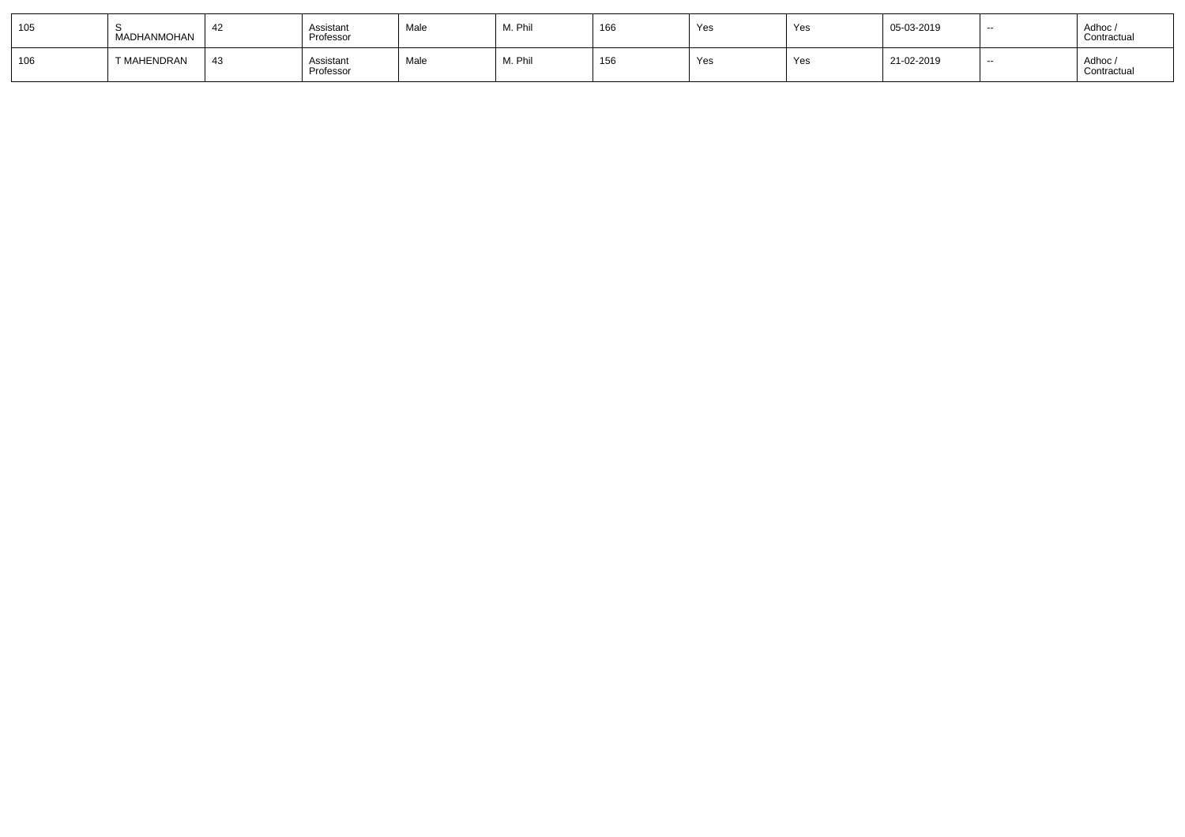| | | | | | | | | | | | |
|---|---|---|---|---|---|---|---|---|---|---|---|
| 105 | S MADHANMOHAN | 42 | Assistant Professor | Male | M. Phil | 166 | Yes | Yes | 05-03-2019 | -- | Adhoc / Contractual |
| 106 | T MAHENDRAN | 43 | Assistant Professor | Male | M. Phil | 156 | Yes | Yes | 21-02-2019 | -- | Adhoc / Contractual |